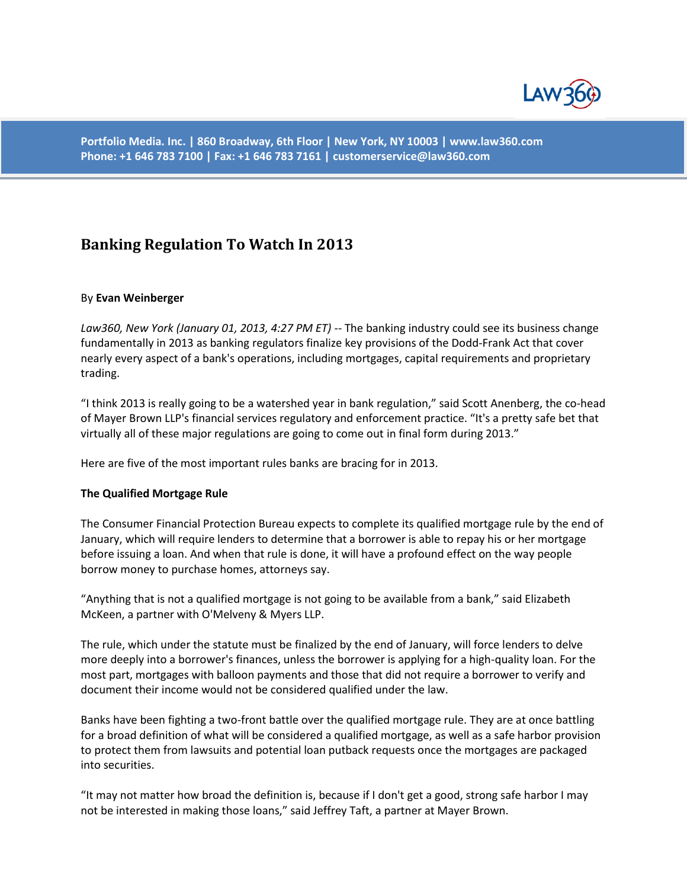Portfolio Media. Inc. | 860 Broadway, 6th Floor | New York, NY 10003 | www.law360.com
Phone: +1 646 783 7100 | Fax: +1 646 783 7161 | customerservice@law360.com

# Banking Regulation To Watch In 2013

By **Evan Weinberger**

*Law360, New York (January 01, 2013, 4:27 PM ET)* -- The banking industry could see its business change fundamentally in 2013 as banking regulators finalize key provisions of the Dodd-Frank Act that cover nearly every aspect of a bank's operations, including mortgages, capital requirements and proprietary trading.

"I think 2013 is really going to be a watershed year in bank regulation," said Scott Anenberg, the co-head of Mayer Brown LLP's financial services regulatory and enforcement practice. "It's a pretty safe bet that virtually all of these major regulations are going to come out in final form during 2013."

Here are five of the most important rules banks are bracing for in 2013.

**The Qualified Mortgage Rule**

The Consumer Financial Protection Bureau expects to complete its qualified mortgage rule by the end of January, which will require lenders to determine that a borrower is able to repay his or her mortgage before issuing a loan. And when that rule is done, it will have a profound effect on the way people borrow money to purchase homes, attorneys say.

"Anything that is not a qualified mortgage is not going to be available from a bank," said Elizabeth McKeen, a partner with O'Melveny & Myers LLP.

The rule, which under the statute must be finalized by the end of January, will force lenders to delve more deeply into a borrower's finances, unless the borrower is applying for a high-quality loan. For the most part, mortgages with balloon payments and those that did not require a borrower to verify and document their income would not be considered qualified under the law.

Banks have been fighting a two-front battle over the qualified mortgage rule. They are at once battling for a broad definition of what will be considered a qualified mortgage, as well as a safe harbor provision to protect them from lawsuits and potential loan putback requests once the mortgages are packaged into securities.

"It may not matter how broad the definition is, because if I don't get a good, strong safe harbor I may not be interested in making those loans," said Jeffrey Taft, a partner at Mayer Brown.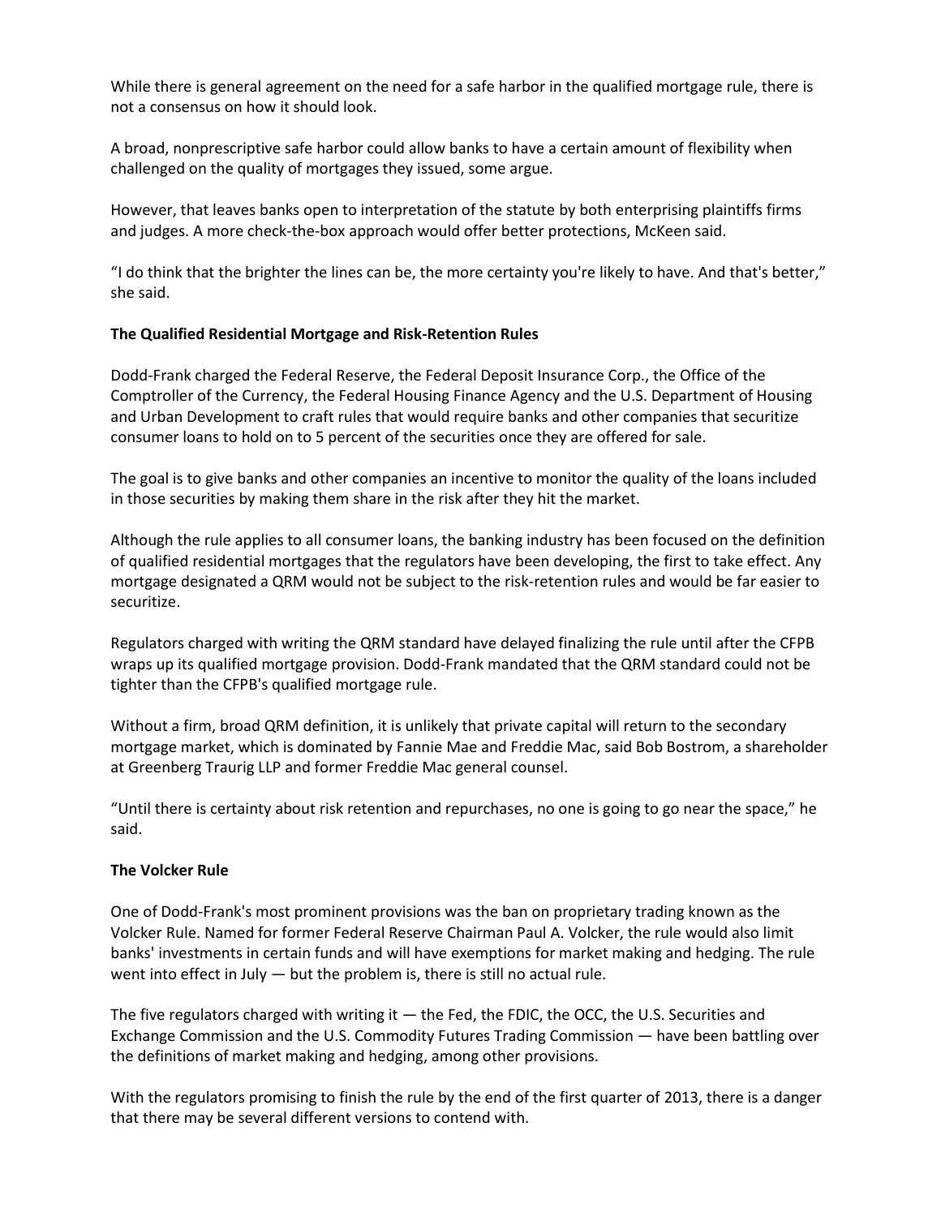While there is general agreement on the need for a safe harbor in the qualified mortgage rule, there is not a consensus on how it should look.

A broad, nonprescriptive safe harbor could allow banks to have a certain amount of flexibility when challenged on the quality of mortgages they issued, some argue.

However, that leaves banks open to interpretation of the statute by both enterprising plaintiffs firms and judges. A more check-the-box approach would offer better protections, McKeen said.

"I do think that the brighter the lines can be, the more certainty you're likely to have. And that's better," she said.

**The Qualified Residential Mortgage and Risk-Retention Rules**

Dodd-Frank charged the Federal Reserve, the Federal Deposit Insurance Corp., the Office of the Comptroller of the Currency, the Federal Housing Finance Agency and the U.S. Department of Housing and Urban Development to craft rules that would require banks and other companies that securitize consumer loans to hold on to 5 percent of the securities once they are offered for sale.

The goal is to give banks and other companies an incentive to monitor the quality of the loans included in those securities by making them share in the risk after they hit the market.

Although the rule applies to all consumer loans, the banking industry has been focused on the definition of qualified residential mortgages that the regulators have been developing, the first to take effect. Any mortgage designated a QRM would not be subject to the risk-retention rules and would be far easier to securitize.

Regulators charged with writing the QRM standard have delayed finalizing the rule until after the CFPB wraps up its qualified mortgage provision. Dodd-Frank mandated that the QRM standard could not be tighter than the CFPB's qualified mortgage rule.

Without a firm, broad QRM definition, it is unlikely that private capital will return to the secondary mortgage market, which is dominated by Fannie Mae and Freddie Mac, said Bob Bostrom, a shareholder at Greenberg Traurig LLP and former Freddie Mac general counsel.

"Until there is certainty about risk retention and repurchases, no one is going to go near the space," he said.

**The Volcker Rule**

One of Dodd-Frank's most prominent provisions was the ban on proprietary trading known as the Volcker Rule. Named for former Federal Reserve Chairman Paul A. Volcker, the rule would also limit banks' investments in certain funds and will have exemptions for market making and hedging. The rule went into effect in July — but the problem is, there is still no actual rule.

The five regulators charged with writing it — the Fed, the FDIC, the OCC, the U.S. Securities and Exchange Commission and the U.S. Commodity Futures Trading Commission — have been battling over the definitions of market making and hedging, among other provisions.

With the regulators promising to finish the rule by the end of the first quarter of 2013, there is a danger that there may be several different versions to contend with.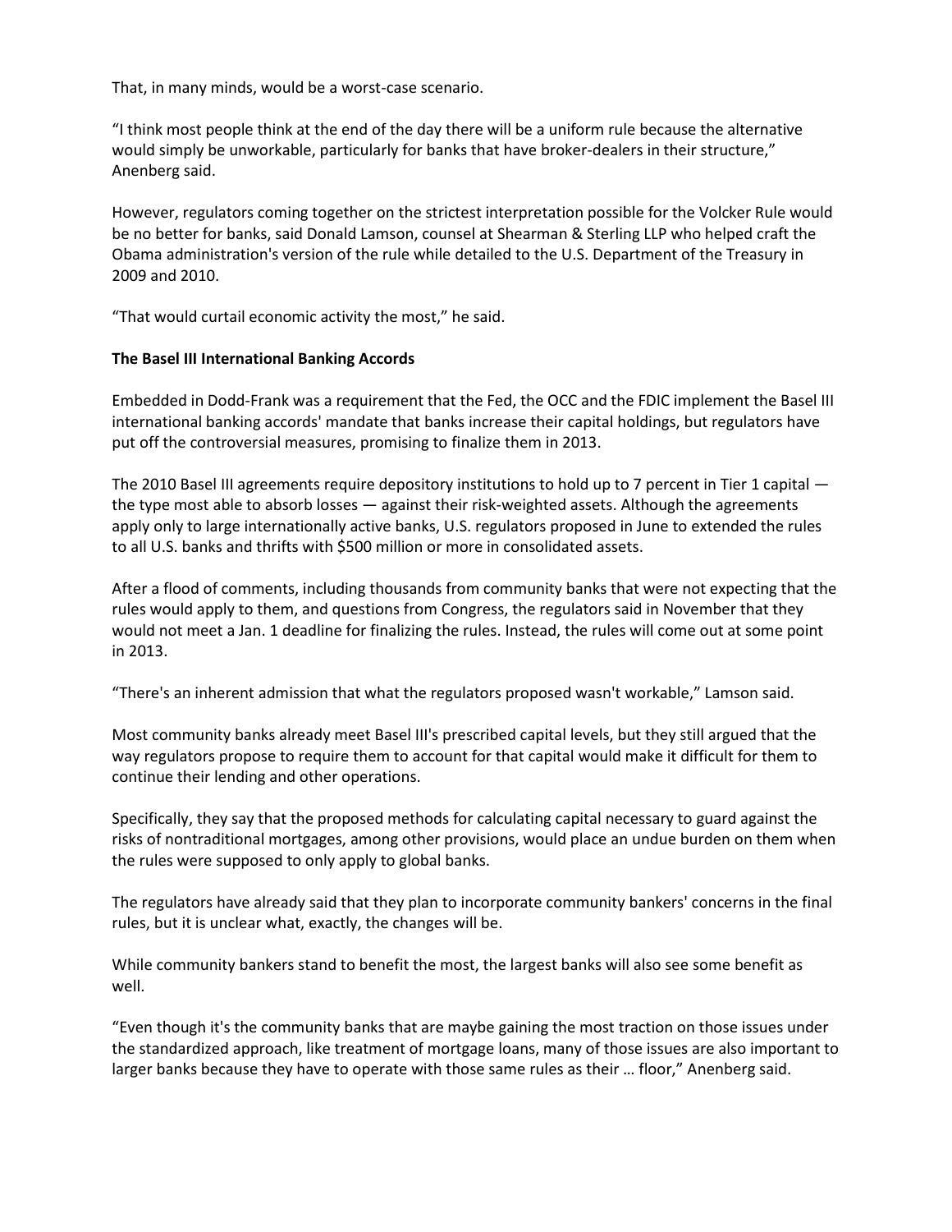That, in many minds, would be a worst-case scenario.

“I think most people think at the end of the day there will be a uniform rule because the alternative would simply be unworkable, particularly for banks that have broker-dealers in their structure,” Anenberg said.

However, regulators coming together on the strictest interpretation possible for the Volcker Rule would be no better for banks, said Donald Lamson, counsel at Shearman & Sterling LLP who helped craft the Obama administration's version of the rule while detailed to the U.S. Department of the Treasury in 2009 and 2010.

“That would curtail economic activity the most,” he said.

**The Basel III International Banking Accords**

Embedded in Dodd-Frank was a requirement that the Fed, the OCC and the FDIC implement the Basel III international banking accords' mandate that banks increase their capital holdings, but regulators have put off the controversial measures, promising to finalize them in 2013.

The 2010 Basel III agreements require depository institutions to hold up to 7 percent in Tier 1 capital — the type most able to absorb losses — against their risk-weighted assets. Although the agreements apply only to large internationally active banks, U.S. regulators proposed in June to extended the rules to all U.S. banks and thrifts with $500 million or more in consolidated assets.

After a flood of comments, including thousands from community banks that were not expecting that the rules would apply to them, and questions from Congress, the regulators said in November that they would not meet a Jan. 1 deadline for finalizing the rules. Instead, the rules will come out at some point in 2013.

“There's an inherent admission that what the regulators proposed wasn't workable,” Lamson said.

Most community banks already meet Basel III's prescribed capital levels, but they still argued that the way regulators propose to require them to account for that capital would make it difficult for them to continue their lending and other operations.

Specifically, they say that the proposed methods for calculating capital necessary to guard against the risks of nontraditional mortgages, among other provisions, would place an undue burden on them when the rules were supposed to only apply to global banks.

The regulators have already said that they plan to incorporate community bankers' concerns in the final rules, but it is unclear what, exactly, the changes will be.

While community bankers stand to benefit the most, the largest banks will also see some benefit as well.

“Even though it's the community banks that are maybe gaining the most traction on those issues under the standardized approach, like treatment of mortgage loans, many of those issues are also important to larger banks because they have to operate with those same rules as their … floor,” Anenberg said.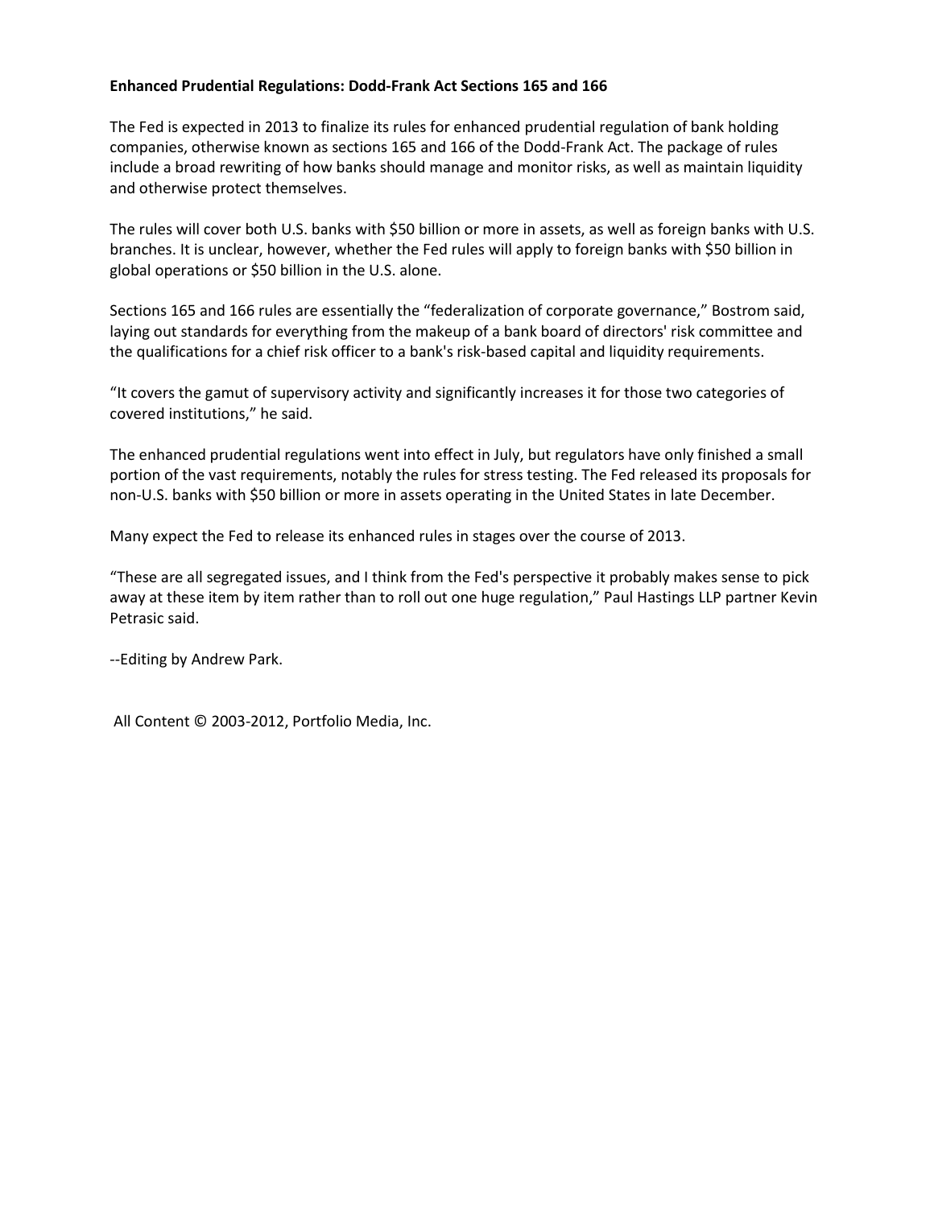**Enhanced Prudential Regulations: Dodd-Frank Act Sections 165 and 166**

The Fed is expected in 2013 to finalize its rules for enhanced prudential regulation of bank holding companies, otherwise known as sections 165 and 166 of the Dodd-Frank Act. The package of rules include a broad rewriting of how banks should manage and monitor risks, as well as maintain liquidity and otherwise protect themselves.

The rules will cover both U.S. banks with $50 billion or more in assets, as well as foreign banks with U.S. branches. It is unclear, however, whether the Fed rules will apply to foreign banks with $50 billion in global operations or $50 billion in the U.S. alone.

Sections 165 and 166 rules are essentially the "federalization of corporate governance," Bostrom said, laying out standards for everything from the makeup of a bank board of directors' risk committee and the qualifications for a chief risk officer to a bank's risk-based capital and liquidity requirements.

"It covers the gamut of supervisory activity and significantly increases it for those two categories of covered institutions," he said.

The enhanced prudential regulations went into effect in July, but regulators have only finished a small portion of the vast requirements, notably the rules for stress testing. The Fed released its proposals for non-U.S. banks with $50 billion or more in assets operating in the United States in late December.

Many expect the Fed to release its enhanced rules in stages over the course of 2013.

"These are all segregated issues, and I think from the Fed's perspective it probably makes sense to pick away at these item by item rather than to roll out one huge regulation," Paul Hastings LLP partner Kevin Petrasic said.

--Editing by Andrew Park.

All Content © 2003-2012, Portfolio Media, Inc.